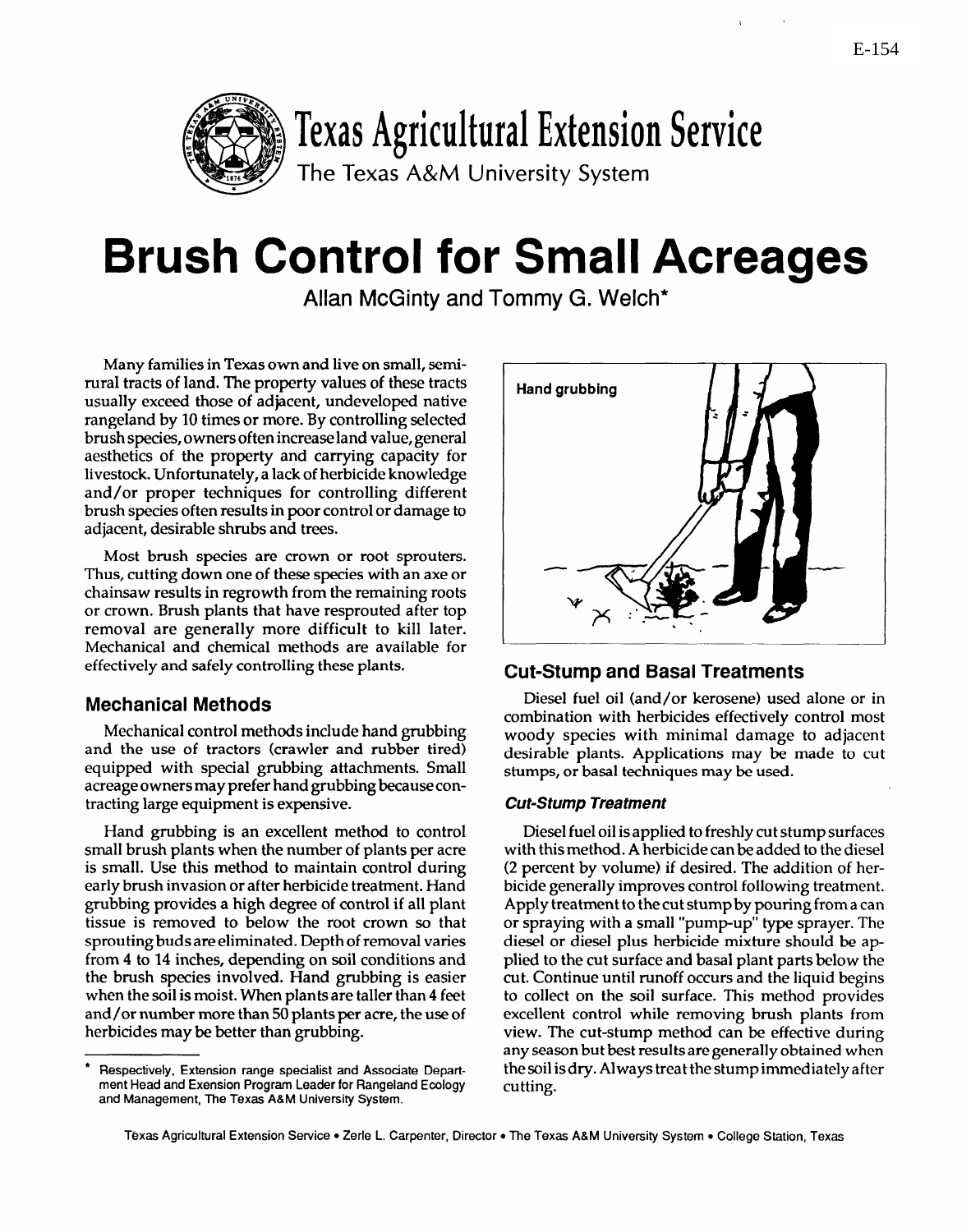E-154

Texas Agricultural Extension Service

The Texas A&M University System

# Brush Control for Small Acreages

Allan McGinty and Tommy G. Welch*

Many families in Texas own and live on small, semi-rural tracts of land. The property values of these tracts usually exceed those of adjacent, undeveloped native rangeland by 10 times or more. By controlling selected brush species, owners often increase land value, general aesthetics of the property and carrying capacity for livestock. Unfortunately, a lack of herbicide knowledge and/or proper techniques for controlling different brush species often results in poor control or damage to adjacent, desirable shrubs and trees.

Most brush species are crown or root sprouters. Thus, cutting down one of these species with an axe or chainsaw results in regrowth from the remaining roots or crown. Brush plants that have resprouted after top removal are generally more difficult to kill later. Mechanical and chemical methods are available for effectively and safely controlling these plants.

## Mechanical Methods

Mechanical control methods include hand grubbing and the use of tractors (crawler and rubber tired) equipped with special grubbing attachments. Small acreage owners may prefer hand grubbing because contracting large equipment is expensive.

Hand grubbing is an excellent method to control small brush plants when the number of plants per acre is small. Use this method to maintain control during early brush invasion or after herbicide treatment. Hand grubbing provides a high degree of control if all plant tissue is removed to below the root crown so that sprouting buds are eliminated. Depth of removal varies from 4 to 14 inches, depending on soil conditions and the brush species involved. Hand grubbing is easier when the soil is moist. When plants are taller than 4 feet and/or number more than 50 plants per acre, the use of herbicides may be better than grubbing.

Hand grubbing

## Cut-Stump and Basal Treatments

Diesel fuel oil (and/or kerosene) used alone or in combination with herbicides effectively control most woody species with minimal damage to adjacent desirable plants. Applications may be made to cut stumps, or basal techniques may be used.

### *Cut-Stump Treatment*

Diesel fuel oil is applied to freshly cut stump surfaces with this method. A herbicide can be added to the diesel (2 percent by volume) if desired. The addition of herbicide generally improves control following treatment. Apply treatment to the cut stump by pouring from a can or spraying with a small "pump-up" type sprayer. The diesel or diesel plus herbicide mixture should be applied to the cut surface and basal plant parts below the cut. Continue until runoff occurs and the liquid begins to collect on the soil surface. This method provides excellent control while removing brush plants from view. The cut-stump method can be effective during any season but best results are generally obtained when the soil is dry. Always treat the stump immediately after cutting.

---

\* Respectively, Extension range specialist and Associate Department Head and Exension Program Leader for Rangeland Ecology and Management, The Texas A&M University System.

Texas Agricultural Extension Service • Zerle L. Carpenter, Director • The Texas A&M University System • College Station, Texas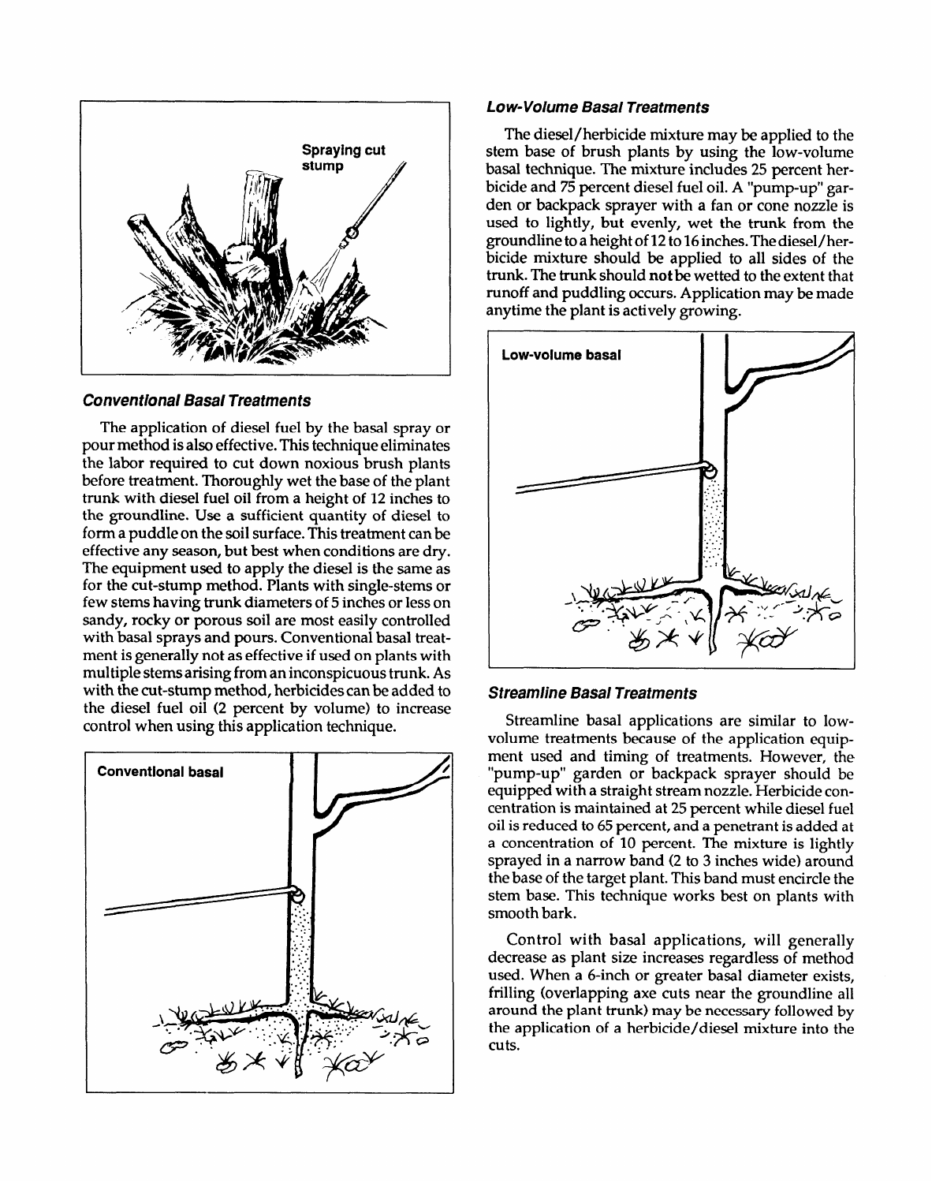Spraying cut stump

### *Conventional Basal Treatments*

The application of diesel fuel by the basal spray or pour method is also effective. This technique eliminates the labor required to cut down noxious brush plants before treatment. Thoroughly wet the base of the plant trunk with diesel fuel oil from a height of 12 inches to the groundline. Use a sufficient quantity of diesel to form a puddle on the soil surface. This treatment can be effective any season, but best when conditions are dry. The equipment used to apply the diesel is the same as for the cut-stump method. Plants with single-stems or few stems having trunk diameters of 5 inches or less on sandy, rocky or porous soil are most easily controlled with basal sprays and pours. Conventional basal treatment is generally not as effective if used on plants with multiple stems arising from an inconspicuous trunk. As with the cut-stump method, herbicides can be added to the diesel fuel oil (2 percent by volume) to increase control when using this application technique.

Conventional basal

### *Low-Volume Basal Treatments*

The diesel/herbicide mixture may be applied to the stem base of brush plants by using the low-volume basal technique. The mixture includes 25 percent herbicide and 75 percent diesel fuel oil. A "pump-up" garden or backpack sprayer with a fan or cone nozzle is used to lightly, but evenly, wet the trunk from the groundline to a height of 12 to 16 inches. The diesel/herbicide mixture should be applied to all sides of the trunk. The trunk should **not** be wetted to the extent that runoff and puddling occurs. Application may be made anytime the plant is actively growing.

Low-volume basal

### *Streamline Basal Treatments*

Streamline basal applications are similar to low-volume treatments because of the application equipment used and timing of treatments. However, the "pump-up" garden or backpack sprayer should be equipped with a straight stream nozzle. Herbicide concentration is maintained at 25 percent while diesel fuel oil is reduced to 65 percent, and a penetrant is added at a concentration of 10 percent. The mixture is lightly sprayed in a narrow band (2 to 3 inches wide) around the base of the target plant. This band must encircle the stem base. This technique works best on plants with smooth bark.

Control with basal applications, will generally decrease as plant size increases regardless of method used. When a 6-inch or greater basal diameter exists, frilling (overlapping axe cuts near the groundline all around the plant trunk) may be necessary followed by the application of a herbicide/diesel mixture into the cuts.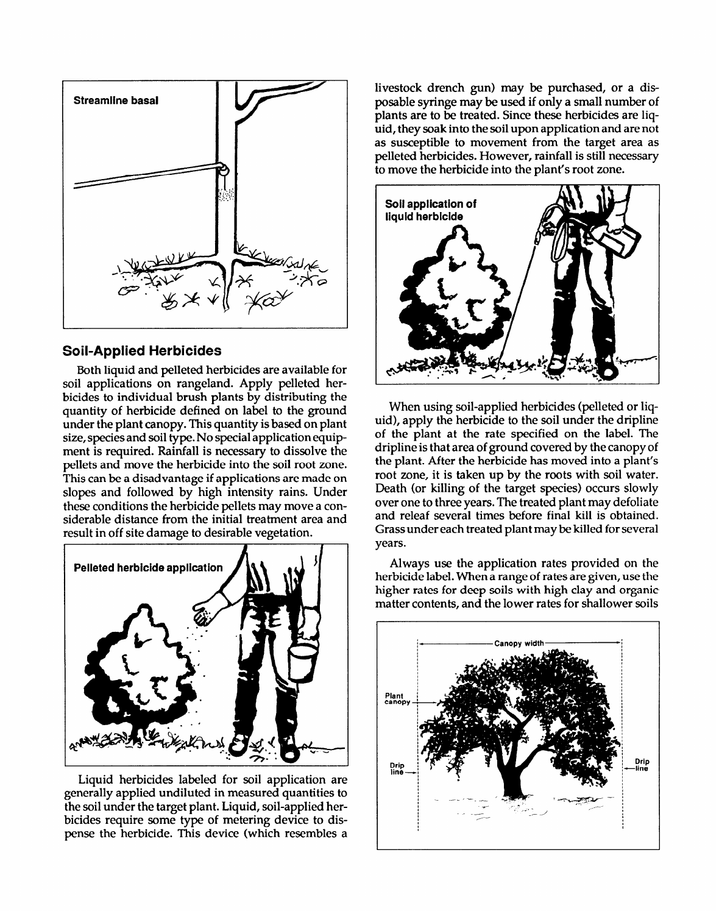Streamline basal

## Soil-Applied Herbicides

Both liquid and pelleted herbicides are available for soil applications on rangeland. Apply pelleted herbicides to individual brush plants by distributing the quantity of herbicide defined on label to the ground under the plant canopy. This quantity is based on plant size, species and soil type. No special application equipment is required. Rainfall is necessary to dissolve the pellets and move the herbicide into the soil root zone. This can be a disadvantage if applications are made on slopes and followed by high intensity rains. Under these conditions the herbicide pellets may move a considerable distance from the initial treatment area and result in off site damage to desirable vegetation.

Pelleted herbicide application

Liquid herbicides labeled for soil application are generally applied undiluted in measured quantities to the soil under the target plant. Liquid, soil-applied herbicides require some type of metering device to dispense the herbicide. This device (which resembles a livestock drench gun) may be purchased, or a disposable syringe may be used if only a small number of plants are to be treated. Since these herbicides are liquid, they soak into the soil upon application and are not as susceptible to movement from the target area as pelleted herbicides. However, rainfall is still necessary to move the herbicide into the plant's root zone.

Soil application of liquid herbicide

When using soil-applied herbicides (pelleted or liquid), apply the herbicide to the soil under the dripline of the plant at the rate specified on the label. The dripline is that area of ground covered by the canopy of the plant. After the herbicide has moved into a plant's root zone, it is taken up by the roots with soil water. Death (or killing of the target species) occurs slowly over one to three years. The treated plant may defoliate and releaf several times before final kill is obtained. Grass under each treated plant may be killed for several years.

Always use the application rates provided on the herbicide label. When a range of rates are given, use the higher rates for deep soils with high clay and organic matter contents, and the lower rates for shallower soils

Canopy width

Plant canopy

Drip line

Drip line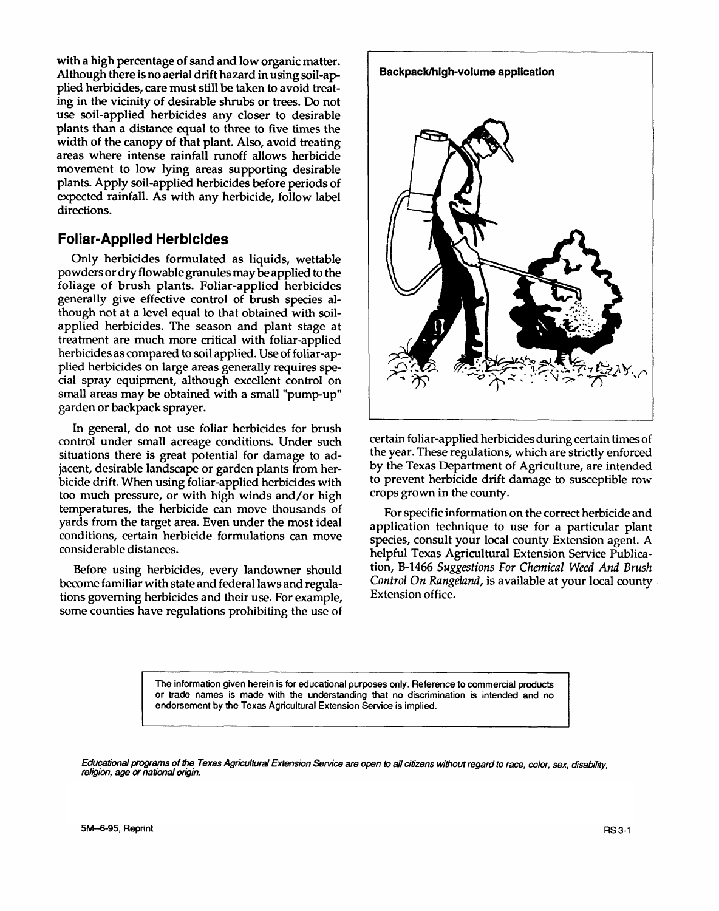with a high percentage of sand and low organic matter. Although there is no aerial drift hazard in using soil-applied herbicides, care must still be taken to avoid treating in the vicinity of desirable shrubs or trees. Do not use soil-applied herbicides any closer to desirable plants than a distance equal to three to five times the width of the canopy of that plant. Also, avoid treating areas where intense rainfall runoff allows herbicide movement to low lying areas supporting desirable plants. Apply soil-applied herbicides before periods of expected rainfall. As with any herbicide, follow label directions.

## Foliar-Applied Herbicides

Only herbicides formulated as liquids, wettable powders or dry flowable granules may be applied to the foliage of brush plants. Foliar-applied herbicides generally give effective control of brush species although not at a level equal to that obtained with soil-applied herbicides. The season and plant stage at treatment are much more critical with foliar-applied herbicides as compared to soil applied. Use of foliar-applied herbicides on large areas generally requires special spray equipment, although excellent control on small areas may be obtained with a small "pump-up" garden or backpack sprayer.

In general, do not use foliar herbicides for brush control under small acreage conditions. Under such situations there is great potential for damage to adjacent, desirable landscape or garden plants from herbicide drift. When using foliar-applied herbicides with too much pressure, or with high winds and/or high temperatures, the herbicide can move thousands of yards from the target area. Even under the most ideal conditions, certain herbicide formulations can move considerable distances.

Before using herbicides, every landowner should become familiar with state and federal laws and regulations governing herbicides and their use. For example, some counties have regulations prohibiting the use of certain foliar-applied herbicides during certain times of the year. These regulations, which are strictly enforced by the Texas Department of Agriculture, are intended to prevent herbicide drift damage to susceptible row crops grown in the county.

**Backpack/high-volume application**

For specific information on the correct herbicide and application technique to use for a particular plant species, consult your local county Extension agent. A helpful Texas Agricultural Extension Service Publication, B-1466 *Suggestions For Chemical Weed And Brush Control On Rangeland*, is available at your local county Extension office.

The information given herein is for educational purposes only. Reference to commercial products or trade names is made with the understanding that no discrimination is intended and no endorsement by the Texas Agricultural Extension Service is implied.

*Educational programs of the Texas Agricultural Extension Service are open to all citizens without regard to race, color, sex, disability, religion, age or national origin.*

5M--6-95, Reprint

RS 3-1